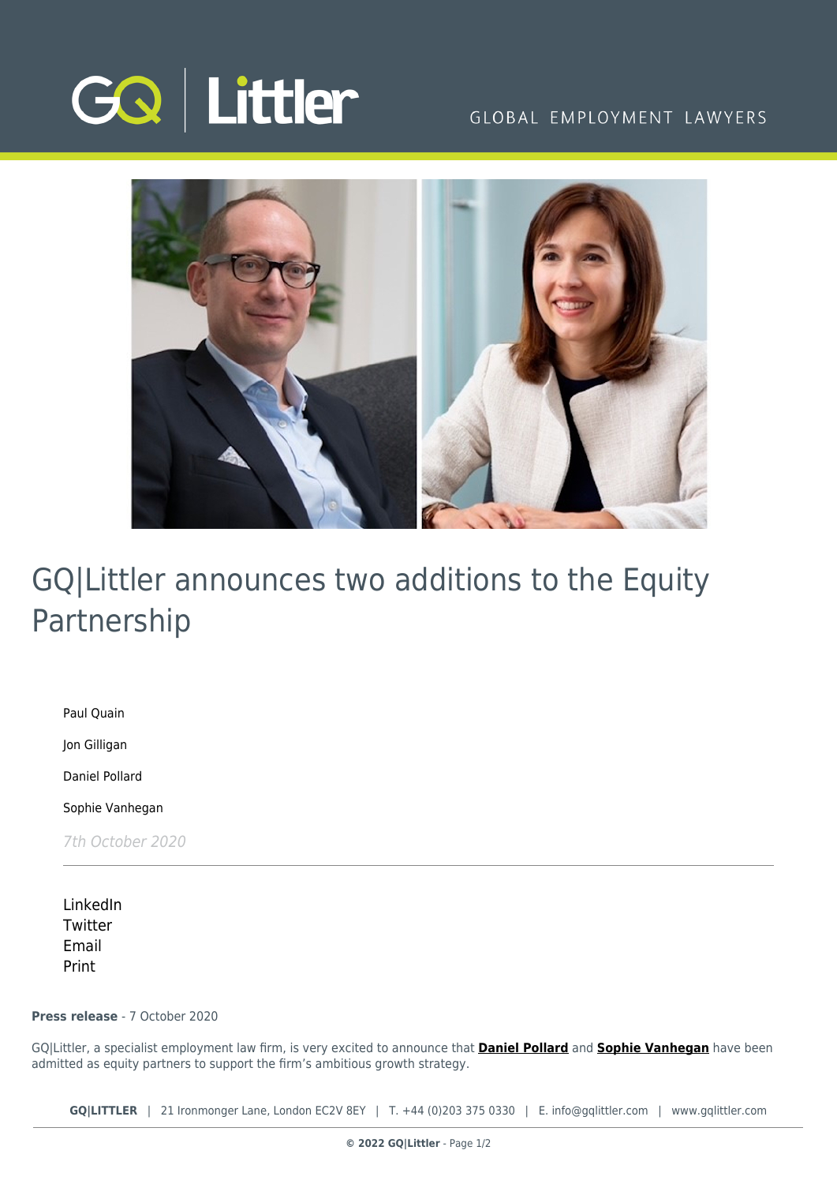# GQ|Littler announces two additions to the Equity Partnership

Paul Quain

Jon Gilligan

Daniel Pollard

Sophie Vanhegan

*7th October 2020*

---

LinkedIn
Twitter
Email
Print

**Press release** - 7 October 2020

GQ|Littler, a specialist employment law firm, is very excited to announce that **Daniel Pollard** and **Sophie Vanhegan** have been admitted as equity partners to support the firm's ambitious growth strategy.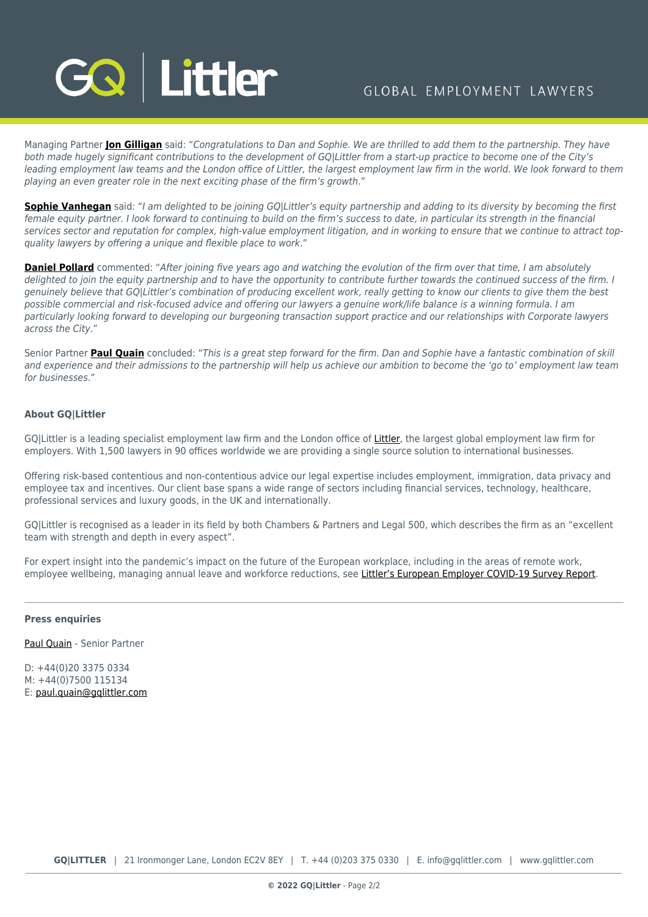Managing Partner **Jon Gilligan** said: "*Congratulations to Dan and Sophie. We are thrilled to add them to the partnership. They have both made hugely significant contributions to the development of GQ|Littler from a start-up practice to become one of the City's leading employment law teams and the London office of Littler, the largest employment law firm in the world. We look forward to them playing an even greater role in the next exciting phase of the firm's growth*."

**Sophie Vanhegan** said: "*I am delighted to be joining GQ|Littler's equity partnership and adding to its diversity by becoming the first female equity partner. I look forward to continuing to build on the firm's success to date, in particular its strength in the financial services sector and reputation for complex, high-value employment litigation, and in working to ensure that we continue to attract top-quality lawyers by offering a unique and flexible place to work*."

**Daniel Pollard** commented: "*After joining five years ago and watching the evolution of the firm over that time, I am absolutely delighted to join the equity partnership and to have the opportunity to contribute further towards the continued success of the firm. I genuinely believe that GQ|Littler's combination of producing excellent work, really getting to know our clients to give them the best possible commercial and risk-focused advice and offering our lawyers a genuine work/life balance is a winning formula. I am particularly looking forward to developing our burgeoning transaction support practice and our relationships with Corporate lawyers across the City*."

Senior Partner **Paul Quain** concluded: "*This is a great step forward for the firm. Dan and Sophie have a fantastic combination of skill and experience and their admissions to the partnership will help us achieve our ambition to become the 'go to' employment law team for businesses*."

**About GQ|Littler**

GQ|Littler is a leading specialist employment law firm and the London office of Littler, the largest global employment law firm for employers. With 1,500 lawyers in 90 offices worldwide we are providing a single source solution to international businesses.

Offering risk-based contentious and non-contentious advice our legal expertise includes employment, immigration, data privacy and employee tax and incentives. Our client base spans a wide range of sectors including financial services, technology, healthcare, professional services and luxury goods, in the UK and internationally.

GQ|Littler is recognised as a leader in its field by both Chambers & Partners and Legal 500, which describes the firm as an "excellent team with strength and depth in every aspect".

For expert insight into the pandemic's impact on the future of the European workplace, including in the areas of remote work, employee wellbeing, managing annual leave and workforce reductions, see Littler's European Employer COVID-19 Survey Report.

---

**Press enquiries**

Paul Quain - Senior Partner

D: +44(0)20 3375 0334
M: +44(0)7500 115134
E: paul.quain@gqlittler.com